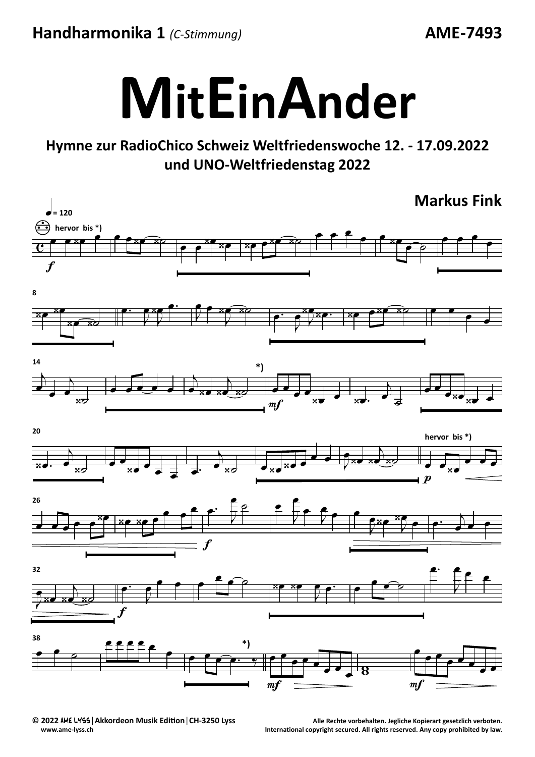Handharmonika 1 *(C-Stimmung)* AME-7493

# MitEinAnder

**Hymne zur RadioChico Schweiz Weltfriedenswoche 12. - 17.09.2022 und UNO-Weltfriedenstag 2022**

**Markus Fink**

© 2022 AME LYSS | Akkordeon Musik Edition | CH-3250 Lyss
www.ame-lyss.ch

Alle Rechte vorbehalten. Jegliche Kopierart gesetzlich verboten.
International copyright secured. All rights reserved. Any copy prohibited by law.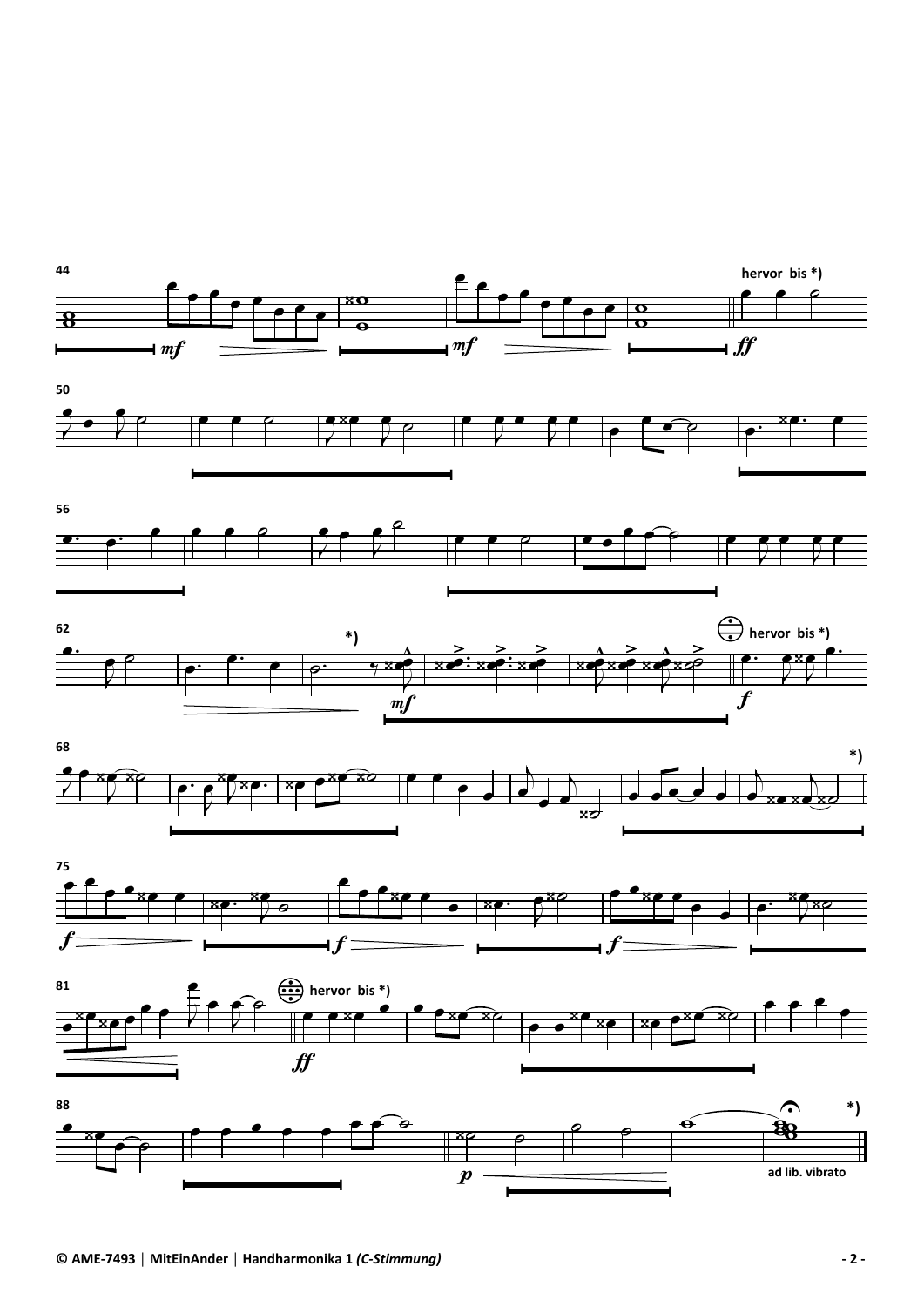44

hervor bis *)

*mf* *mf* *ff*

50

56

62

*)

hervor bis *)

*mf* *f*

68

*)

75

*f* *f* *f*

81

hervor bis *)

*ff*

88

*)

*p*

ad lib. vibrato